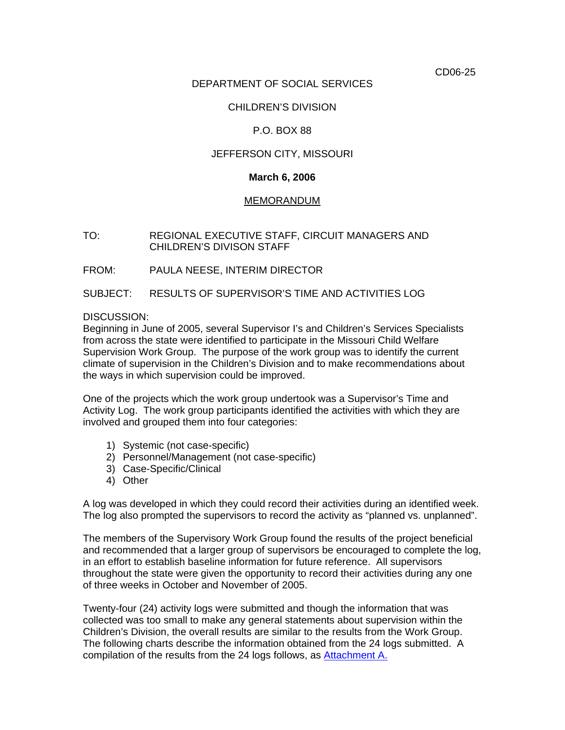CD06-25

DEPARTMENT OF SOCIAL SERVICES

CHILDREN'S DIVISION

P.O. BOX 88

JEFFERSON CITY, MISSOURI

**March 6, 2006**

MEMORANDUM

TO: REGIONAL EXECUTIVE STAFF, CIRCUIT MANAGERS AND CHILDREN'S DIVISON STAFF

FROM: PAULA NEESE, INTERIM DIRECTOR

SUBJECT: RESULTS OF SUPERVISOR'S TIME AND ACTIVITIES LOG

DISCUSSION:
Beginning in June of 2005, several Supervisor I's and Children's Services Specialists from across the state were identified to participate in the Missouri Child Welfare Supervision Work Group. The purpose of the work group was to identify the current climate of supervision in the Children's Division and to make recommendations about the ways in which supervision could be improved.

One of the projects which the work group undertook was a Supervisor's Time and Activity Log. The work group participants identified the activities with which they are involved and grouped them into four categories:

1) Systemic (not case-specific)
2) Personnel/Management (not case-specific)
3) Case-Specific/Clinical
4) Other

A log was developed in which they could record their activities during an identified week. The log also prompted the supervisors to record the activity as "planned vs. unplanned".

The members of the Supervisory Work Group found the results of the project beneficial and recommended that a larger group of supervisors be encouraged to complete the log, in an effort to establish baseline information for future reference. All supervisors throughout the state were given the opportunity to record their activities during any one of three weeks in October and November of 2005.

Twenty-four (24) activity logs were submitted and though the information that was collected was too small to make any general statements about supervision within the Children's Division, the overall results are similar to the results from the Work Group. The following charts describe the information obtained from the 24 logs submitted. A compilation of the results from the 24 logs follows, as Attachment A.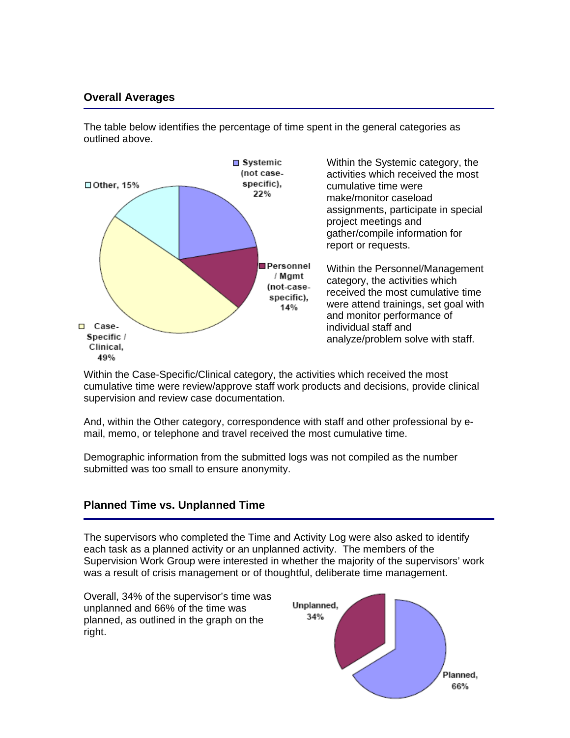## Overall Averages

The table below identifies the percentage of time spent in the general categories as outlined above.

Within the Systemic category, the activities which received the most cumulative time were make/monitor caseload assignments, participate in special project meetings and gather/compile information for report or requests.

Within the Personnel/Management category, the activities which received the most cumulative time were attend trainings, set goal with and monitor performance of individual staff and analyze/problem solve with staff.

Within the Case-Specific/Clinical category, the activities which received the most cumulative time were review/approve staff work products and decisions, provide clinical supervision and review case documentation.

And, within the Other category, correspondence with staff and other professional by e-mail, memo, or telephone and travel received the most cumulative time.

Demographic information from the submitted logs was not compiled as the number submitted was too small to ensure anonymity.

## Planned Time vs. Unplanned Time

The supervisors who completed the Time and Activity Log were also asked to identify each task as a planned activity or an unplanned activity. The members of the Supervision Work Group were interested in whether the majority of the supervisors' work was a result of crisis management or of thoughtful, deliberate time management.

Overall, 34% of the supervisor's time was unplanned and 66% of the time was planned, as outlined in the graph on the right.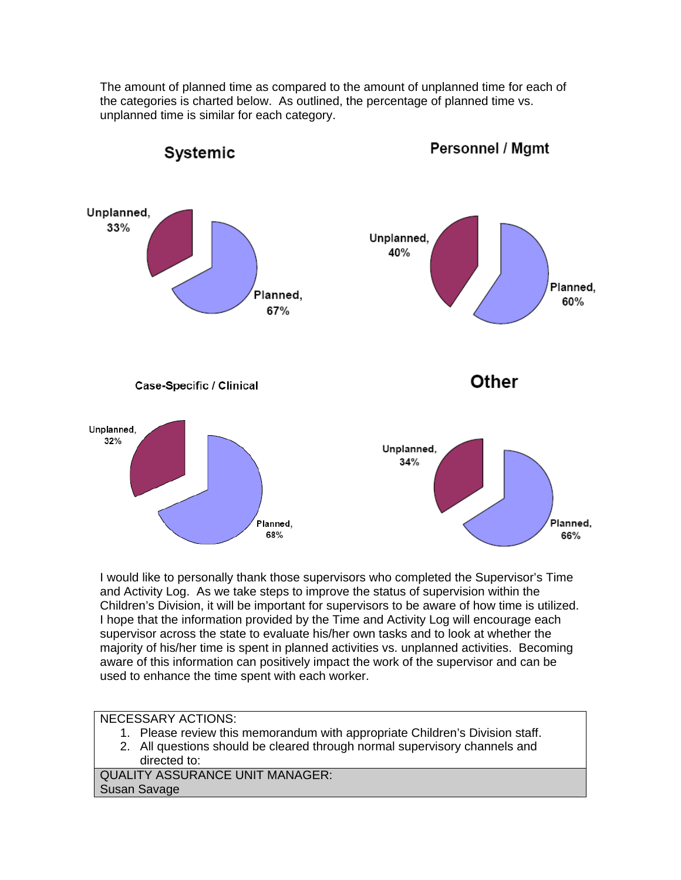The amount of planned time as compared to the amount of unplanned time for each of the categories is charted below. As outlined, the percentage of planned time vs. unplanned time is similar for each category.

**Systemic**

Unplanned, 33%

Planned, 67%

**Personnel / Mgmt**

Unplanned, 40%

Planned, 60%

**Case-Specific / Clinical**

Unplanned, 32%

Planned, 68%

**Other**

Unplanned, 34%

Planned, 66%

I would like to personally thank those supervisors who completed the Supervisor's Time and Activity Log. As we take steps to improve the status of supervision within the Children's Division, it will be important for supervisors to be aware of how time is utilized. I hope that the information provided by the Time and Activity Log will encourage each supervisor across the state to evaluate his/her own tasks and to look at whether the majority of his/her time is spent in planned activities vs. unplanned activities. Becoming aware of this information can positively impact the work of the supervisor and can be used to enhance the time spent with each worker.

| NECESSARY ACTIONS: |
|---|
| 1. Please review this memorandum with appropriate Children's Division staff. 2. All questions should be cleared through normal supervisory channels and directed to: |
| QUALITY ASSURANCE UNIT MANAGER: Susan Savage |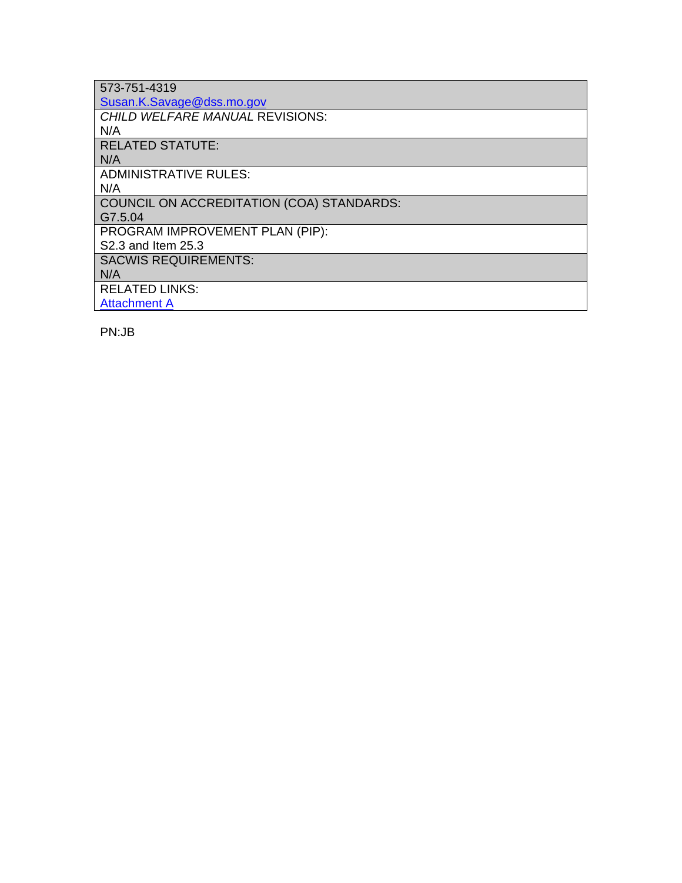| |
|---|
| 573-751-4319<br>Susan.K.Savage@dss.mo.gov |
| *CHILD WELFARE MANUAL* REVISIONS:<br>N/A |
| RELATED STATUTE:<br>N/A |
| ADMINISTRATIVE RULES:<br>N/A |
| COUNCIL ON ACCREDITATION (COA) STANDARDS:<br>G7.5.04 |
| PROGRAM IMPROVEMENT PLAN (PIP):<br>S2.3 and Item 25.3 |
| SACWIS REQUIREMENTS:<br>N/A |
| RELATED LINKS:<br>Attachment A |

PN:JB